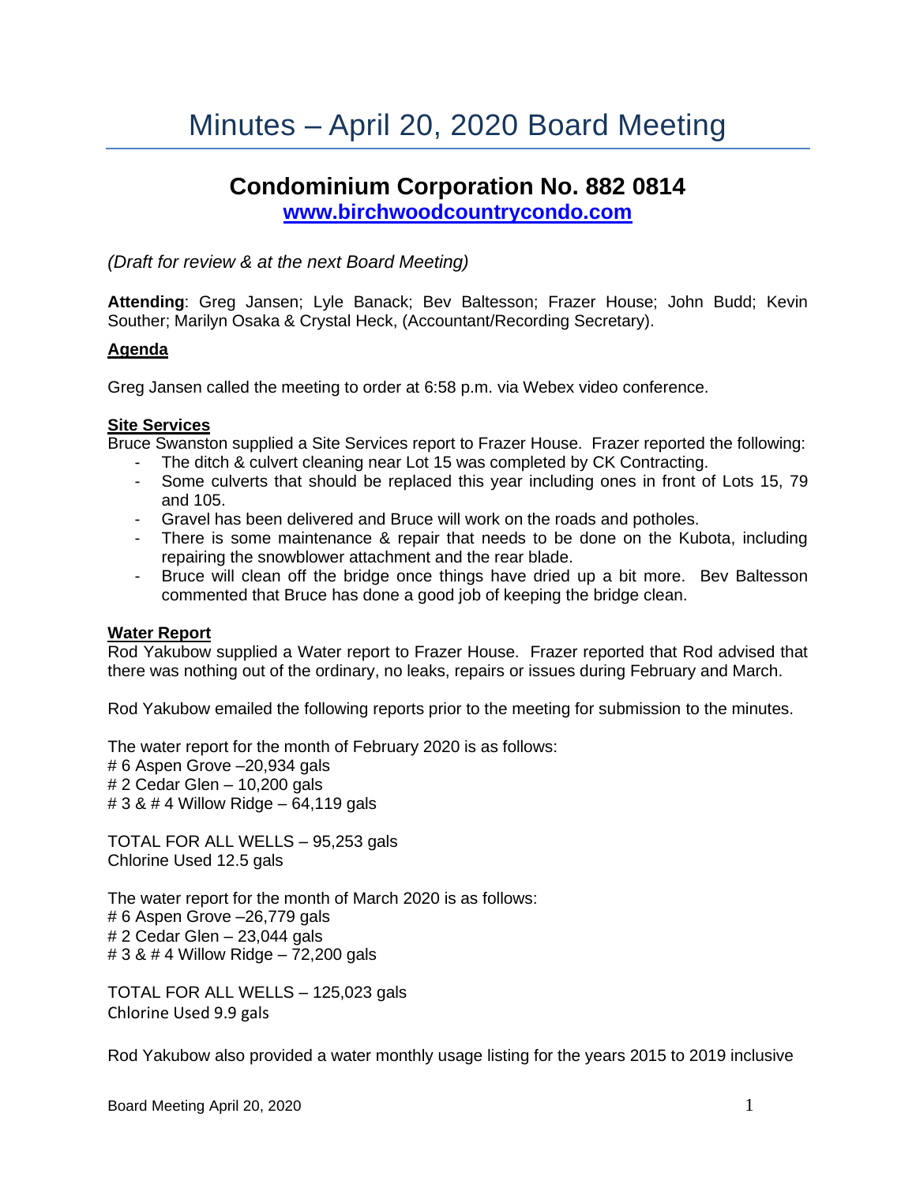# Minutes – April 20, 2020 Board Meeting

## Condominium Corporation No. 882 0814

**www.birchwoodcountrycondo.com**

*(Draft for review & at the next Board Meeting)*

**Attending**: Greg Jansen; Lyle Banack; Bev Baltesson; Frazer House; John Budd; Kevin Souther; Marilyn Osaka & Crystal Heck, (Accountant/Recording Secretary).

**Agenda**

Greg Jansen called the meeting to order at 6:58 p.m. via Webex video conference.

**Site Services**

Bruce Swanston supplied a Site Services report to Frazer House. Frazer reported the following:

- The ditch & culvert cleaning near Lot 15 was completed by CK Contracting.
- Some culverts that should be replaced this year including ones in front of Lots 15, 79 and 105.
- Gravel has been delivered and Bruce will work on the roads and potholes.
- There is some maintenance & repair that needs to be done on the Kubota, including repairing the snowblower attachment and the rear blade.
- Bruce will clean off the bridge once things have dried up a bit more. Bev Baltesson commented that Bruce has done a good job of keeping the bridge clean.

**Water Report**

Rod Yakubow supplied a Water report to Frazer House. Frazer reported that Rod advised that there was nothing out of the ordinary, no leaks, repairs or issues during February and March.

Rod Yakubow emailed the following reports prior to the meeting for submission to the minutes.

The water report for the month of February 2020 is as follows:
# 6 Aspen Grove –20,934 gals
# 2 Cedar Glen – 10,200 gals
# 3 & # 4 Willow Ridge – 64,119 gals

TOTAL FOR ALL WELLS – 95,253 gals
Chlorine Used 12.5 gals

The water report for the month of March 2020 is as follows:
# 6 Aspen Grove –26,779 gals
# 2 Cedar Glen – 23,044 gals
# 3 & # 4 Willow Ridge – 72,200 gals

TOTAL FOR ALL WELLS – 125,023 gals
Chlorine Used 9.9 gals

Rod Yakubow also provided a water monthly usage listing for the years 2015 to 2019 inclusive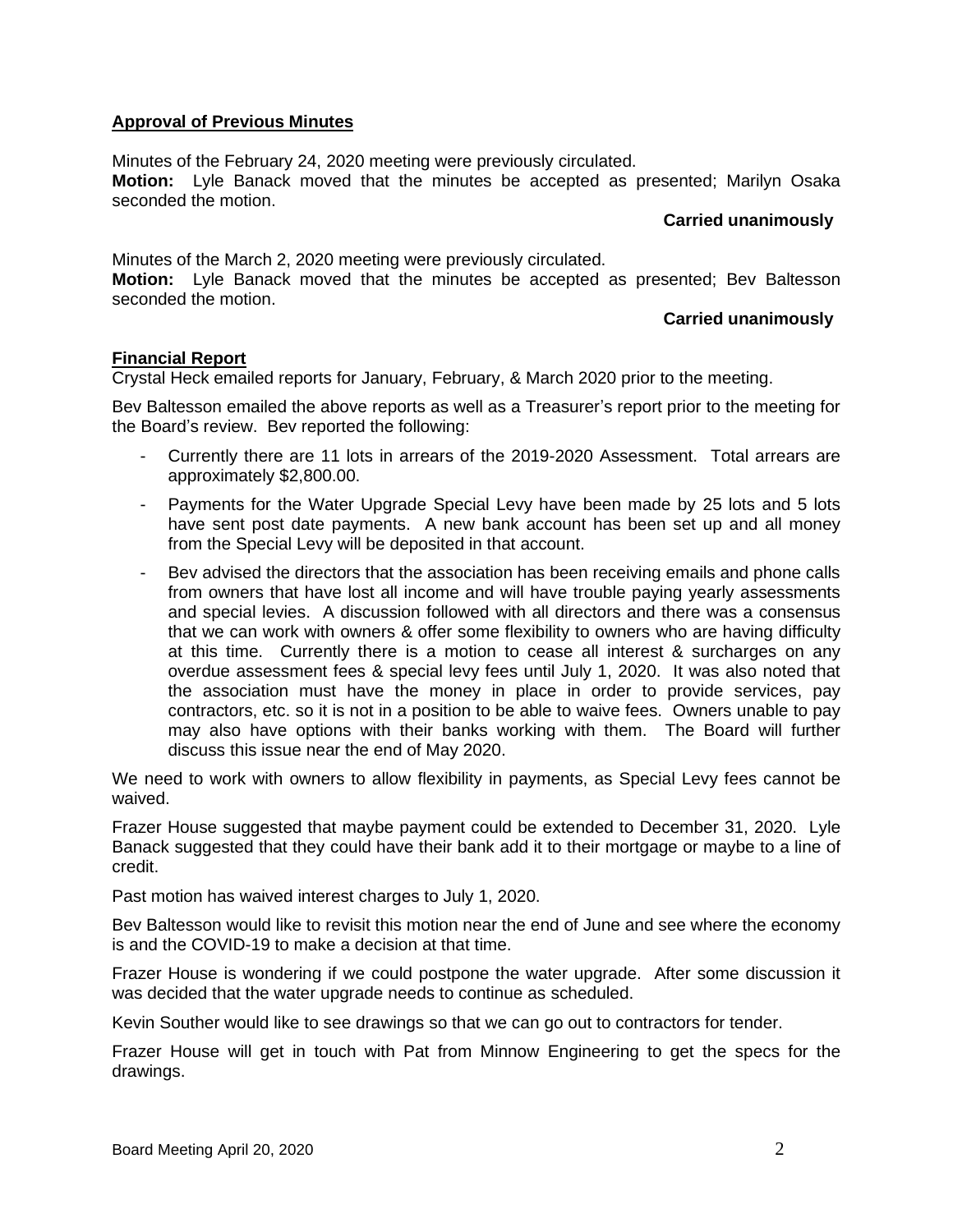## Approval of Previous Minutes

Minutes of the February 24, 2020 meeting were previously circulated.

**Motion:** Lyle Banack moved that the minutes be accepted as presented; Marilyn Osaka seconded the motion.

**Carried unanimously**

Minutes of the March 2, 2020 meeting were previously circulated.

**Motion:** Lyle Banack moved that the minutes be accepted as presented; Bev Baltesson seconded the motion.

**Carried unanimously**

## Financial Report

Crystal Heck emailed reports for January, February, & March 2020 prior to the meeting.

Bev Baltesson emailed the above reports as well as a Treasurer's report prior to the meeting for the Board's review. Bev reported the following:

- Currently there are 11 lots in arrears of the 2019-2020 Assessment. Total arrears are approximately $2,800.00.
- Payments for the Water Upgrade Special Levy have been made by 25 lots and 5 lots have sent post date payments. A new bank account has been set up and all money from the Special Levy will be deposited in that account.
- Bev advised the directors that the association has been receiving emails and phone calls from owners that have lost all income and will have trouble paying yearly assessments and special levies. A discussion followed with all directors and there was a consensus that we can work with owners & offer some flexibility to owners who are having difficulty at this time. Currently there is a motion to cease all interest & surcharges on any overdue assessment fees & special levy fees until July 1, 2020. It was also noted that the association must have the money in place in order to provide services, pay contractors, etc. so it is not in a position to be able to waive fees. Owners unable to pay may also have options with their banks working with them. The Board will further discuss this issue near the end of May 2020.

We need to work with owners to allow flexibility in payments, as Special Levy fees cannot be waived.

Frazer House suggested that maybe payment could be extended to December 31, 2020. Lyle Banack suggested that they could have their bank add it to their mortgage or maybe to a line of credit.

Past motion has waived interest charges to July 1, 2020.

Bev Baltesson would like to revisit this motion near the end of June and see where the economy is and the COVID-19 to make a decision at that time.

Frazer House is wondering if we could postpone the water upgrade. After some discussion it was decided that the water upgrade needs to continue as scheduled.

Kevin Souther would like to see drawings so that we can go out to contractors for tender.

Frazer House will get in touch with Pat from Minnow Engineering to get the specs for the drawings.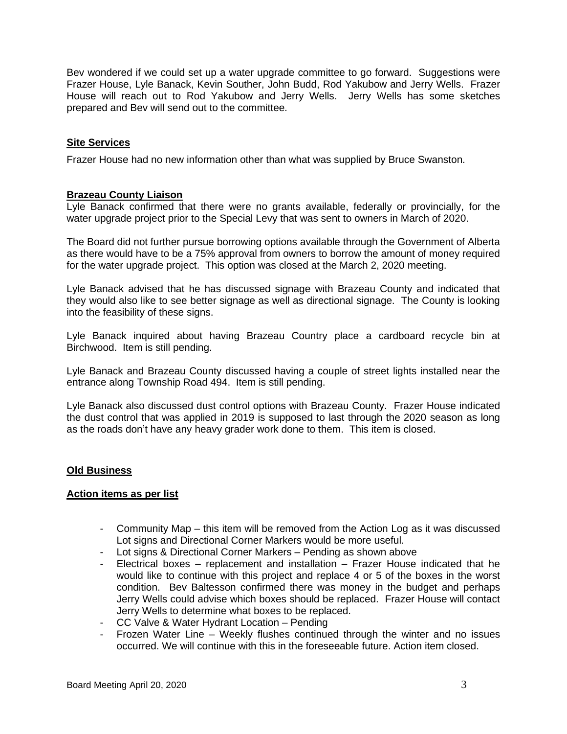Bev wondered if we could set up a water upgrade committee to go forward. Suggestions were Frazer House, Lyle Banack, Kevin Souther, John Budd, Rod Yakubow and Jerry Wells. Frazer House will reach out to Rod Yakubow and Jerry Wells. Jerry Wells has some sketches prepared and Bev will send out to the committee.

## Site Services

Frazer House had no new information other than what was supplied by Bruce Swanston.

## Brazeau County Liaison

Lyle Banack confirmed that there were no grants available, federally or provincially, for the water upgrade project prior to the Special Levy that was sent to owners in March of 2020.

The Board did not further pursue borrowing options available through the Government of Alberta as there would have to be a 75% approval from owners to borrow the amount of money required for the water upgrade project. This option was closed at the March 2, 2020 meeting.

Lyle Banack advised that he has discussed signage with Brazeau County and indicated that they would also like to see better signage as well as directional signage. The County is looking into the feasibility of these signs.

Lyle Banack inquired about having Brazeau Country place a cardboard recycle bin at Birchwood. Item is still pending.

Lyle Banack and Brazeau County discussed having a couple of street lights installed near the entrance along Township Road 494. Item is still pending.

Lyle Banack also discussed dust control options with Brazeau County. Frazer House indicated the dust control that was applied in 2019 is supposed to last through the 2020 season as long as the roads don't have any heavy grader work done to them. This item is closed.

## Old Business

## Action items as per list

- Community Map – this item will be removed from the Action Log as it was discussed Lot signs and Directional Corner Markers would be more useful.
- Lot signs & Directional Corner Markers – Pending as shown above
- Electrical boxes – replacement and installation – Frazer House indicated that he would like to continue with this project and replace 4 or 5 of the boxes in the worst condition. Bev Baltesson confirmed there was money in the budget and perhaps Jerry Wells could advise which boxes should be replaced. Frazer House will contact Jerry Wells to determine what boxes to be replaced.
- CC Valve & Water Hydrant Location – Pending
- Frozen Water Line – Weekly flushes continued through the winter and no issues occurred. We will continue with this in the foreseeable future. Action item closed.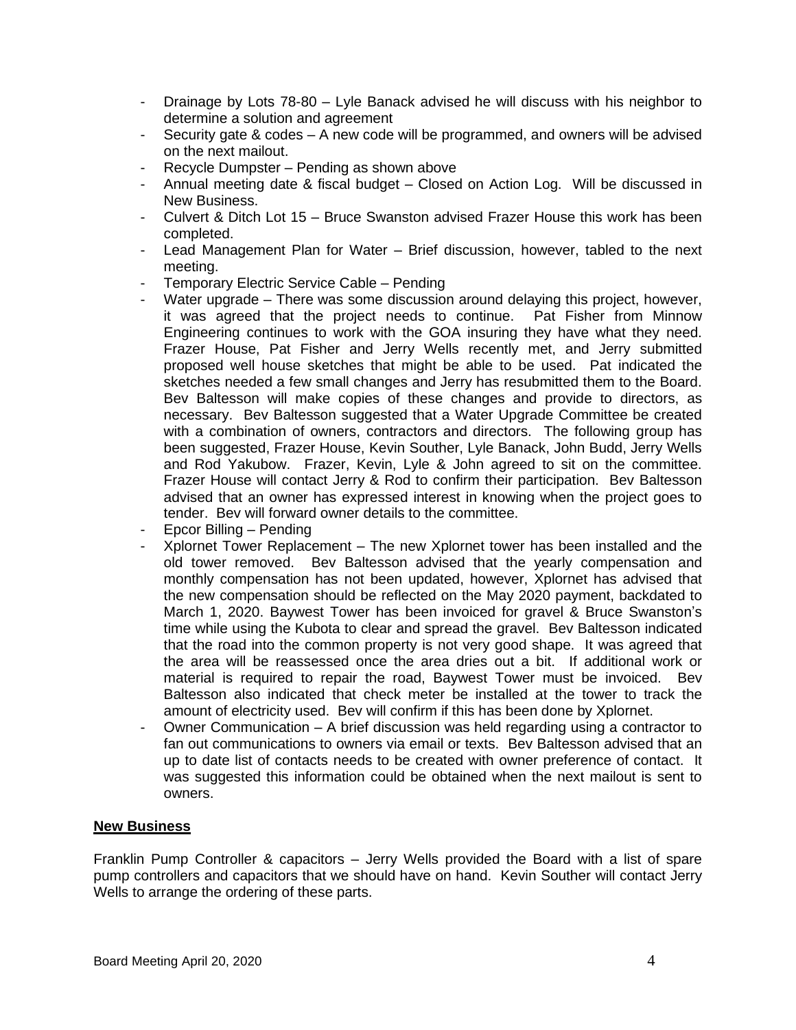- Drainage by Lots 78-80 – Lyle Banack advised he will discuss with his neighbor to determine a solution and agreement
- Security gate & codes – A new code will be programmed, and owners will be advised on the next mailout.
- Recycle Dumpster – Pending as shown above
- Annual meeting date & fiscal budget – Closed on Action Log. Will be discussed in New Business.
- Culvert & Ditch Lot 15 – Bruce Swanston advised Frazer House this work has been completed.
- Lead Management Plan for Water – Brief discussion, however, tabled to the next meeting.
- Temporary Electric Service Cable – Pending
- Water upgrade – There was some discussion around delaying this project, however, it was agreed that the project needs to continue. Pat Fisher from Minnow Engineering continues to work with the GOA insuring they have what they need. Frazer House, Pat Fisher and Jerry Wells recently met, and Jerry submitted proposed well house sketches that might be able to be used. Pat indicated the sketches needed a few small changes and Jerry has resubmitted them to the Board. Bev Baltesson will make copies of these changes and provide to directors, as necessary. Bev Baltesson suggested that a Water Upgrade Committee be created with a combination of owners, contractors and directors. The following group has been suggested, Frazer House, Kevin Souther, Lyle Banack, John Budd, Jerry Wells and Rod Yakubow. Frazer, Kevin, Lyle & John agreed to sit on the committee. Frazer House will contact Jerry & Rod to confirm their participation. Bev Baltesson advised that an owner has expressed interest in knowing when the project goes to tender. Bev will forward owner details to the committee.
- Epcor Billing – Pending
- Xplornet Tower Replacement – The new Xplornet tower has been installed and the old tower removed. Bev Baltesson advised that the yearly compensation and monthly compensation has not been updated, however, Xplornet has advised that the new compensation should be reflected on the May 2020 payment, backdated to March 1, 2020. Baywest Tower has been invoiced for gravel & Bruce Swanston's time while using the Kubota to clear and spread the gravel. Bev Baltesson indicated that the road into the common property is not very good shape. It was agreed that the area will be reassessed once the area dries out a bit. If additional work or material is required to repair the road, Baywest Tower must be invoiced. Bev Baltesson also indicated that check meter be installed at the tower to track the amount of electricity used. Bev will confirm if this has been done by Xplornet.
- Owner Communication – A brief discussion was held regarding using a contractor to fan out communications to owners via email or texts. Bev Baltesson advised that an up to date list of contacts needs to be created with owner preference of contact. It was suggested this information could be obtained when the next mailout is sent to owners.

## New Business

Franklin Pump Controller & capacitors – Jerry Wells provided the Board with a list of spare pump controllers and capacitors that we should have on hand. Kevin Souther will contact Jerry Wells to arrange the ordering of these parts.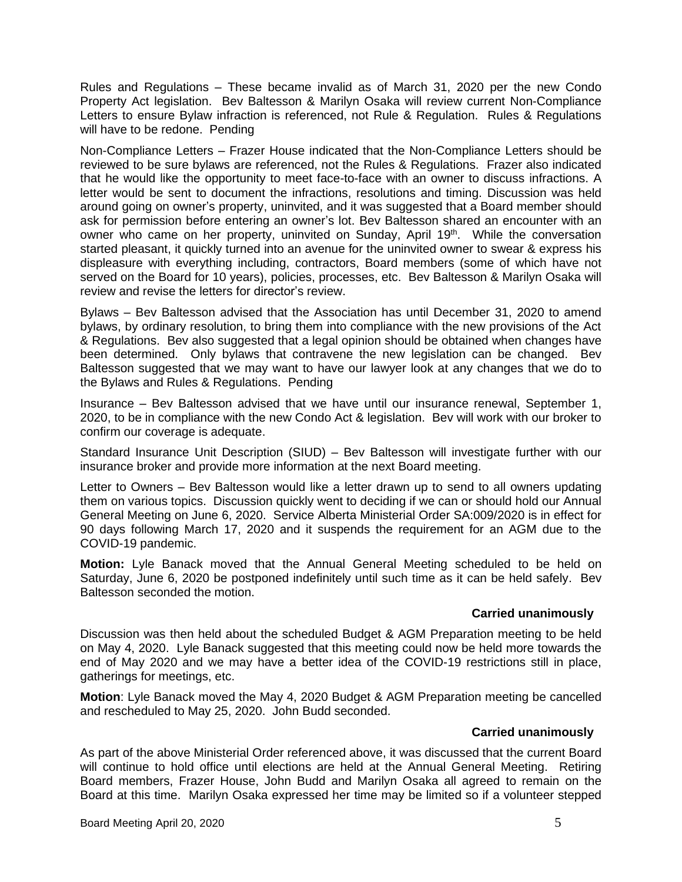Rules and Regulations – These became invalid as of March 31, 2020 per the new Condo Property Act legislation. Bev Baltesson & Marilyn Osaka will review current Non-Compliance Letters to ensure Bylaw infraction is referenced, not Rule & Regulation. Rules & Regulations will have to be redone. Pending

Non-Compliance Letters – Frazer House indicated that the Non-Compliance Letters should be reviewed to be sure bylaws are referenced, not the Rules & Regulations. Frazer also indicated that he would like the opportunity to meet face-to-face with an owner to discuss infractions. A letter would be sent to document the infractions, resolutions and timing. Discussion was held around going on owner's property, uninvited, and it was suggested that a Board member should ask for permission before entering an owner's lot. Bev Baltesson shared an encounter with an owner who came on her property, uninvited on Sunday, April 19th. While the conversation started pleasant, it quickly turned into an avenue for the uninvited owner to swear & express his displeasure with everything including, contractors, Board members (some of which have not served on the Board for 10 years), policies, processes, etc. Bev Baltesson & Marilyn Osaka will review and revise the letters for director's review.

Bylaws – Bev Baltesson advised that the Association has until December 31, 2020 to amend bylaws, by ordinary resolution, to bring them into compliance with the new provisions of the Act & Regulations. Bev also suggested that a legal opinion should be obtained when changes have been determined. Only bylaws that contravene the new legislation can be changed. Bev Baltesson suggested that we may want to have our lawyer look at any changes that we do to the Bylaws and Rules & Regulations. Pending

Insurance – Bev Baltesson advised that we have until our insurance renewal, September 1, 2020, to be in compliance with the new Condo Act & legislation. Bev will work with our broker to confirm our coverage is adequate.

Standard Insurance Unit Description (SIUD) – Bev Baltesson will investigate further with our insurance broker and provide more information at the next Board meeting.

Letter to Owners – Bev Baltesson would like a letter drawn up to send to all owners updating them on various topics. Discussion quickly went to deciding if we can or should hold our Annual General Meeting on June 6, 2020. Service Alberta Ministerial Order SA:009/2020 is in effect for 90 days following March 17, 2020 and it suspends the requirement for an AGM due to the COVID-19 pandemic.

**Motion:** Lyle Banack moved that the Annual General Meeting scheduled to be held on Saturday, June 6, 2020 be postponed indefinitely until such time as it can be held safely. Bev Baltesson seconded the motion.

**Carried unanimously**

Discussion was then held about the scheduled Budget & AGM Preparation meeting to be held on May 4, 2020. Lyle Banack suggested that this meeting could now be held more towards the end of May 2020 and we may have a better idea of the COVID-19 restrictions still in place, gatherings for meetings, etc.

**Motion**: Lyle Banack moved the May 4, 2020 Budget & AGM Preparation meeting be cancelled and rescheduled to May 25, 2020. John Budd seconded.

**Carried unanimously**

As part of the above Ministerial Order referenced above, it was discussed that the current Board will continue to hold office until elections are held at the Annual General Meeting. Retiring Board members, Frazer House, John Budd and Marilyn Osaka all agreed to remain on the Board at this time. Marilyn Osaka expressed her time may be limited so if a volunteer stepped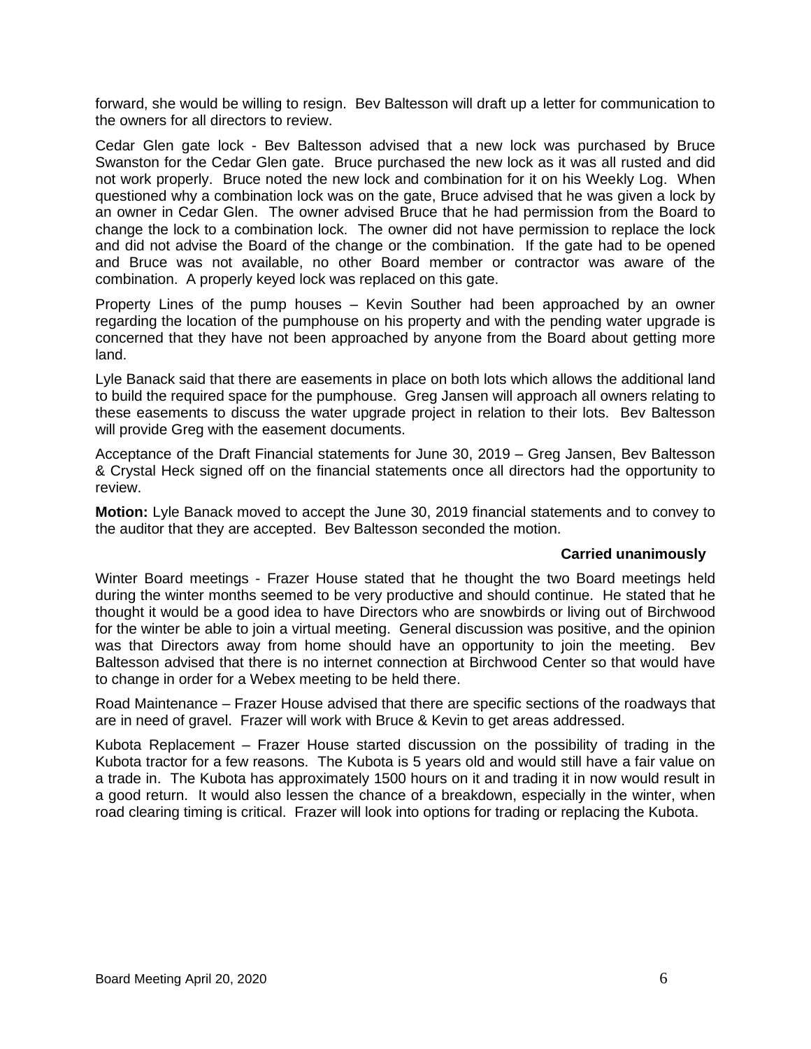forward, she would be willing to resign. Bev Baltesson will draft up a letter for communication to the owners for all directors to review.

Cedar Glen gate lock - Bev Baltesson advised that a new lock was purchased by Bruce Swanston for the Cedar Glen gate. Bruce purchased the new lock as it was all rusted and did not work properly. Bruce noted the new lock and combination for it on his Weekly Log. When questioned why a combination lock was on the gate, Bruce advised that he was given a lock by an owner in Cedar Glen. The owner advised Bruce that he had permission from the Board to change the lock to a combination lock. The owner did not have permission to replace the lock and did not advise the Board of the change or the combination. If the gate had to be opened and Bruce was not available, no other Board member or contractor was aware of the combination. A properly keyed lock was replaced on this gate.

Property Lines of the pump houses – Kevin Souther had been approached by an owner regarding the location of the pumphouse on his property and with the pending water upgrade is concerned that they have not been approached by anyone from the Board about getting more land.

Lyle Banack said that there are easements in place on both lots which allows the additional land to build the required space for the pumphouse. Greg Jansen will approach all owners relating to these easements to discuss the water upgrade project in relation to their lots. Bev Baltesson will provide Greg with the easement documents.

Acceptance of the Draft Financial statements for June 30, 2019 – Greg Jansen, Bev Baltesson & Crystal Heck signed off on the financial statements once all directors had the opportunity to review.

**Motion:** Lyle Banack moved to accept the June 30, 2019 financial statements and to convey to the auditor that they are accepted. Bev Baltesson seconded the motion.

**Carried unanimously**

Winter Board meetings - Frazer House stated that he thought the two Board meetings held during the winter months seemed to be very productive and should continue. He stated that he thought it would be a good idea to have Directors who are snowbirds or living out of Birchwood for the winter be able to join a virtual meeting. General discussion was positive, and the opinion was that Directors away from home should have an opportunity to join the meeting. Bev Baltesson advised that there is no internet connection at Birchwood Center so that would have to change in order for a Webex meeting to be held there.

Road Maintenance – Frazer House advised that there are specific sections of the roadways that are in need of gravel. Frazer will work with Bruce & Kevin to get areas addressed.

Kubota Replacement – Frazer House started discussion on the possibility of trading in the Kubota tractor for a few reasons. The Kubota is 5 years old and would still have a fair value on a trade in. The Kubota has approximately 1500 hours on it and trading it in now would result in a good return. It would also lessen the chance of a breakdown, especially in the winter, when road clearing timing is critical. Frazer will look into options for trading or replacing the Kubota.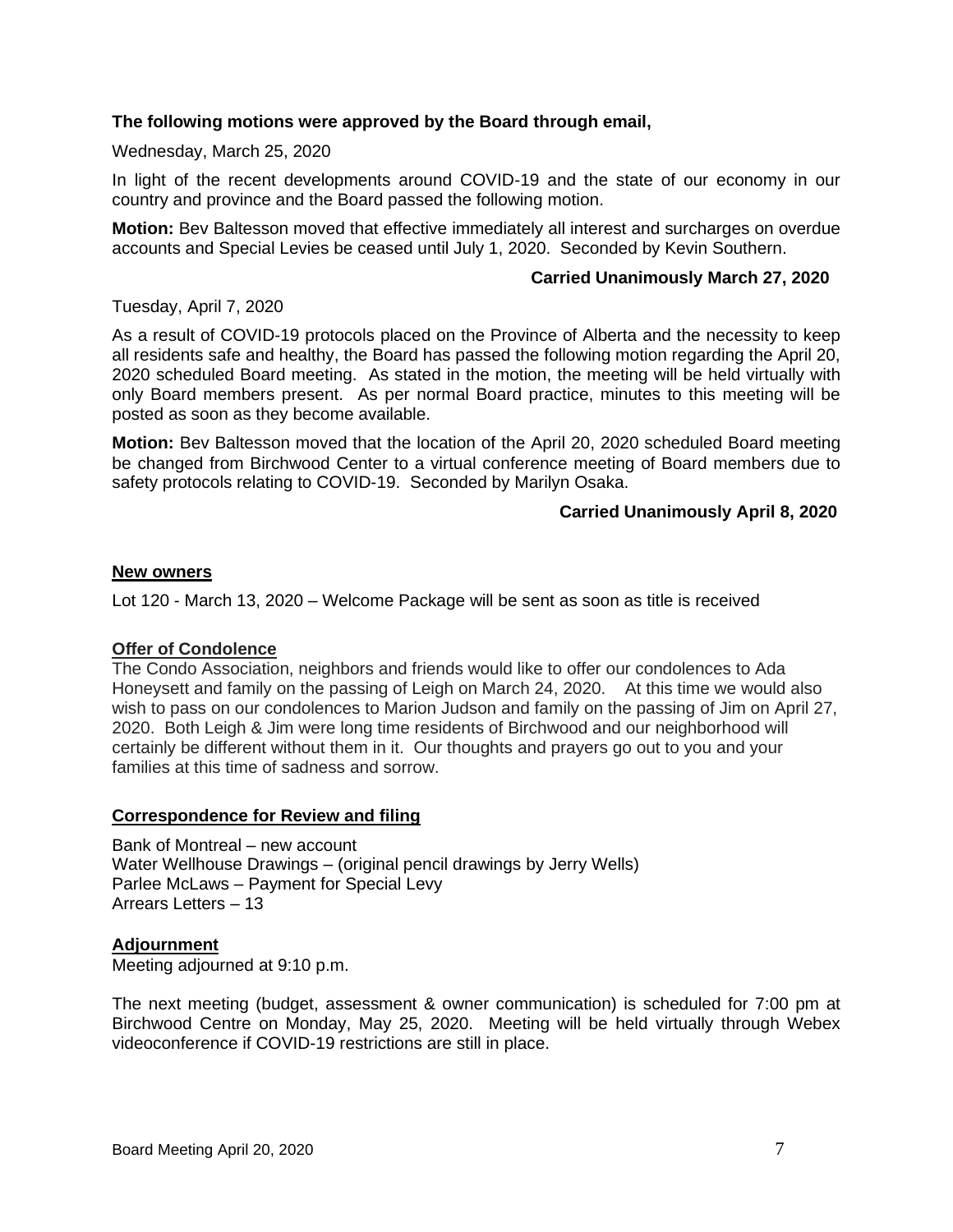**The following motions were approved by the Board through email,**

Wednesday, March 25, 2020

In light of the recent developments around COVID-19 and the state of our economy in our country and province and the Board passed the following motion.

**Motion:** Bev Baltesson moved that effective immediately all interest and surcharges on overdue accounts and Special Levies be ceased until July 1, 2020. Seconded by Kevin Southern.

**Carried Unanimously March 27, 2020**

Tuesday, April 7, 2020

As a result of COVID-19 protocols placed on the Province of Alberta and the necessity to keep all residents safe and healthy, the Board has passed the following motion regarding the April 20, 2020 scheduled Board meeting. As stated in the motion, the meeting will be held virtually with only Board members present. As per normal Board practice, minutes to this meeting will be posted as soon as they become available.

**Motion:** Bev Baltesson moved that the location of the April 20, 2020 scheduled Board meeting be changed from Birchwood Center to a virtual conference meeting of Board members due to safety protocols relating to COVID-19. Seconded by Marilyn Osaka.

**Carried Unanimously April 8, 2020**

## New owners

Lot 120 - March 13, 2020 – Welcome Package will be sent as soon as title is received

## Offer of Condolence

The Condo Association, neighbors and friends would like to offer our condolences to Ada Honeysett and family on the passing of Leigh on March 24, 2020. At this time we would also wish to pass on our condolences to Marion Judson and family on the passing of Jim on April 27, 2020. Both Leigh & Jim were long time residents of Birchwood and our neighborhood will certainly be different without them in it. Our thoughts and prayers go out to you and your families at this time of sadness and sorrow.

## Correspondence for Review and filing

Bank of Montreal – new account
Water Wellhouse Drawings – (original pencil drawings by Jerry Wells)
Parlee McLaws – Payment for Special Levy
Arrears Letters – 13

## Adjournment

Meeting adjourned at 9:10 p.m.

The next meeting (budget, assessment & owner communication) is scheduled for 7:00 pm at Birchwood Centre on Monday, May 25, 2020. Meeting will be held virtually through Webex videoconference if COVID-19 restrictions are still in place.